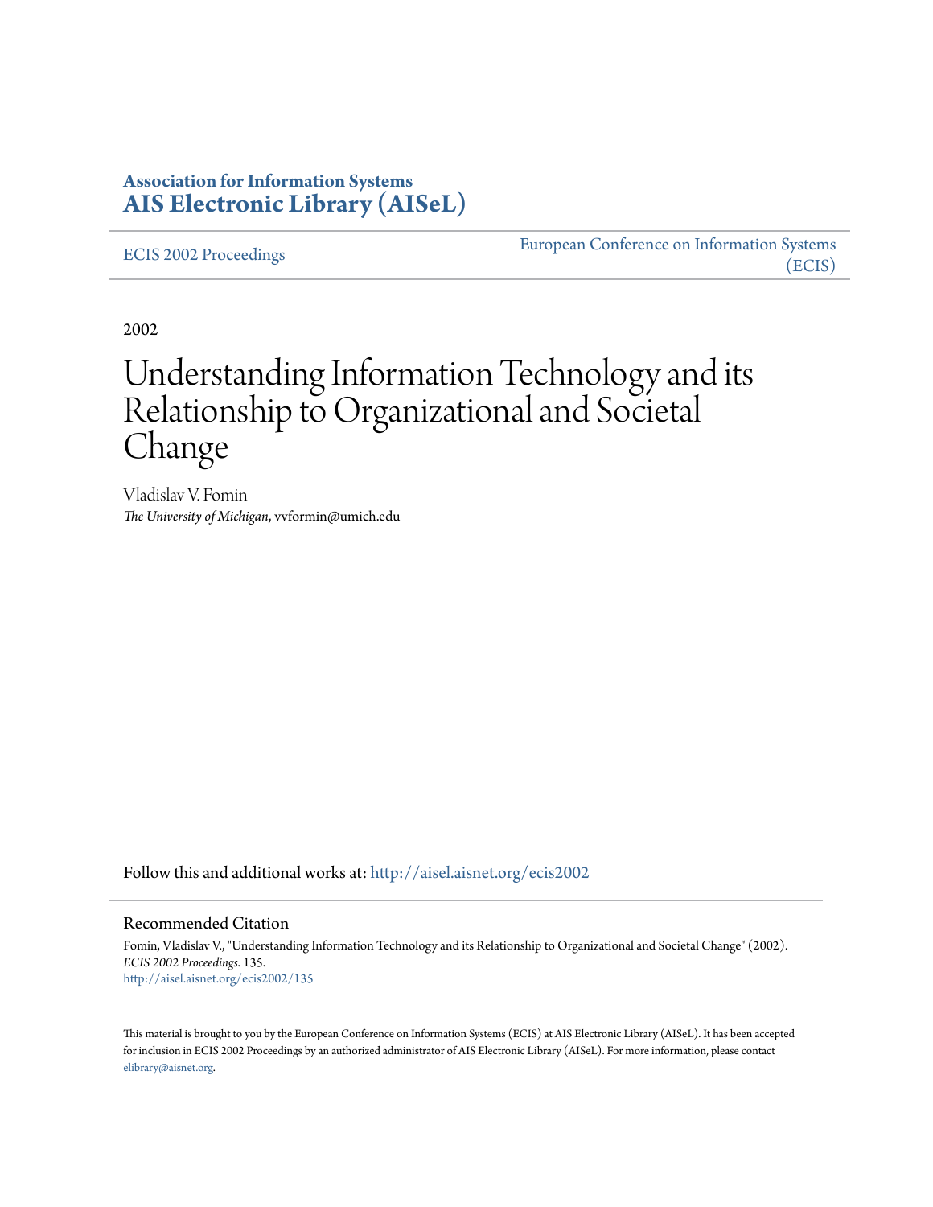**Association for Information Systems**
**AIS Electronic Library (AISeL)**

ECIS 2002 Proceedings

European Conference on Information Systems (ECIS)

2002

# Understanding Information Technology and its Relationship to Organizational and Societal Change

Vladislav V. Fomin
*The University of Michigan*, vvformin@umich.edu

Follow this and additional works at: http://aisel.aisnet.org/ecis2002

## Recommended Citation

Fomin, Vladislav V., "Understanding Information Technology and its Relationship to Organizational and Societal Change" (2002). *ECIS 2002 Proceedings*. 135.
http://aisel.aisnet.org/ecis2002/135

This material is brought to you by the European Conference on Information Systems (ECIS) at AIS Electronic Library (AISeL). It has been accepted for inclusion in ECIS 2002 Proceedings by an authorized administrator of AIS Electronic Library (AISeL). For more information, please contact elibrary@aisnet.org.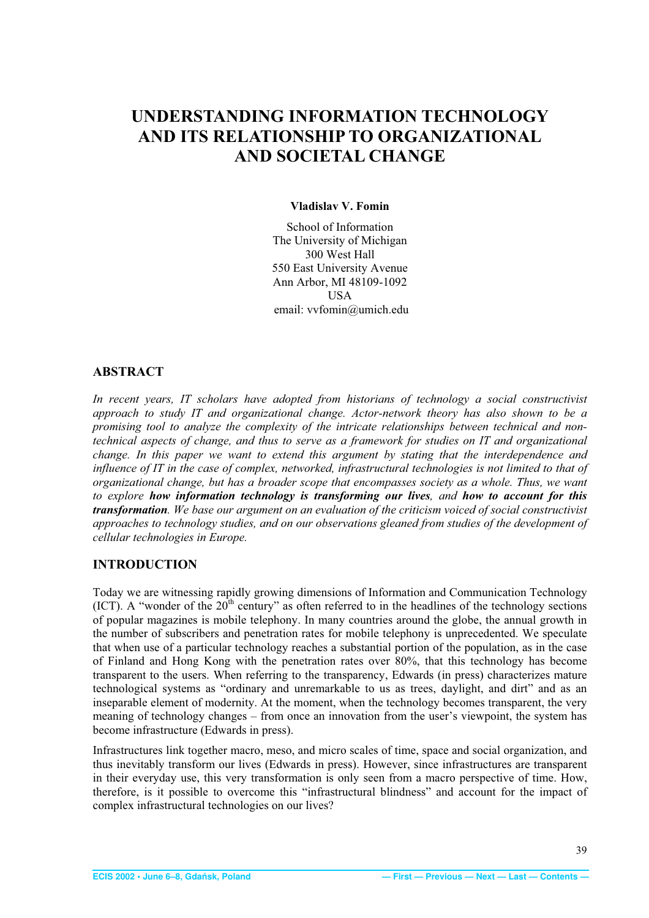# UNDERSTANDING INFORMATION TECHNOLOGY AND ITS RELATIONSHIP TO ORGANIZATIONAL AND SOCIETAL CHANGE

**Vladislav V. Fomin**

School of Information
The University of Michigan
300 West Hall
550 East University Avenue
Ann Arbor, MI 48109-1092
USA
email: vvfomin@umich.edu

## ABSTRACT

*In recent years, IT scholars have adopted from historians of technology a social constructivist approach to study IT and organizational change. Actor-network theory has also shown to be a promising tool to analyze the complexity of the intricate relationships between technical and non-technical aspects of change, and thus to serve as a framework for studies on IT and organizational change. In this paper we want to extend this argument by stating that the interdependence and influence of IT in the case of complex, networked, infrastructural technologies is not limited to that of organizational change, but has a broader scope that encompasses society as a whole. Thus, we want to explore* ***how information technology is transforming our lives****, and* ***how to account for this transformation****. We base our argument on an evaluation of the criticism voiced of social constructivist approaches to technology studies, and on our observations gleaned from studies of the development of cellular technologies in Europe.*

## INTRODUCTION

Today we are witnessing rapidly growing dimensions of Information and Communication Technology (ICT). A "wonder of the 20$^{th}$ century" as often referred to in the headlines of the technology sections of popular magazines is mobile telephony. In many countries around the globe, the annual growth in the number of subscribers and penetration rates for mobile telephony is unprecedented. We speculate that when use of a particular technology reaches a substantial portion of the population, as in the case of Finland and Hong Kong with the penetration rates over 80%, that this technology has become transparent to the users. When referring to the transparency, Edwards (in press) characterizes mature technological systems as "ordinary and unremarkable to us as trees, daylight, and dirt" and as an inseparable element of modernity. At the moment, when the technology becomes transparent, the very meaning of technology changes – from once an innovation from the user's viewpoint, the system has become infrastructure (Edwards in press).

Infrastructures link together macro, meso, and micro scales of time, space and social organization, and thus inevitably transform our lives (Edwards in press). However, since infrastructures are transparent in their everyday use, this very transformation is only seen from a macro perspective of time. How, therefore, is it possible to overcome this "infrastructural blindness" and account for the impact of complex infrastructural technologies on our lives?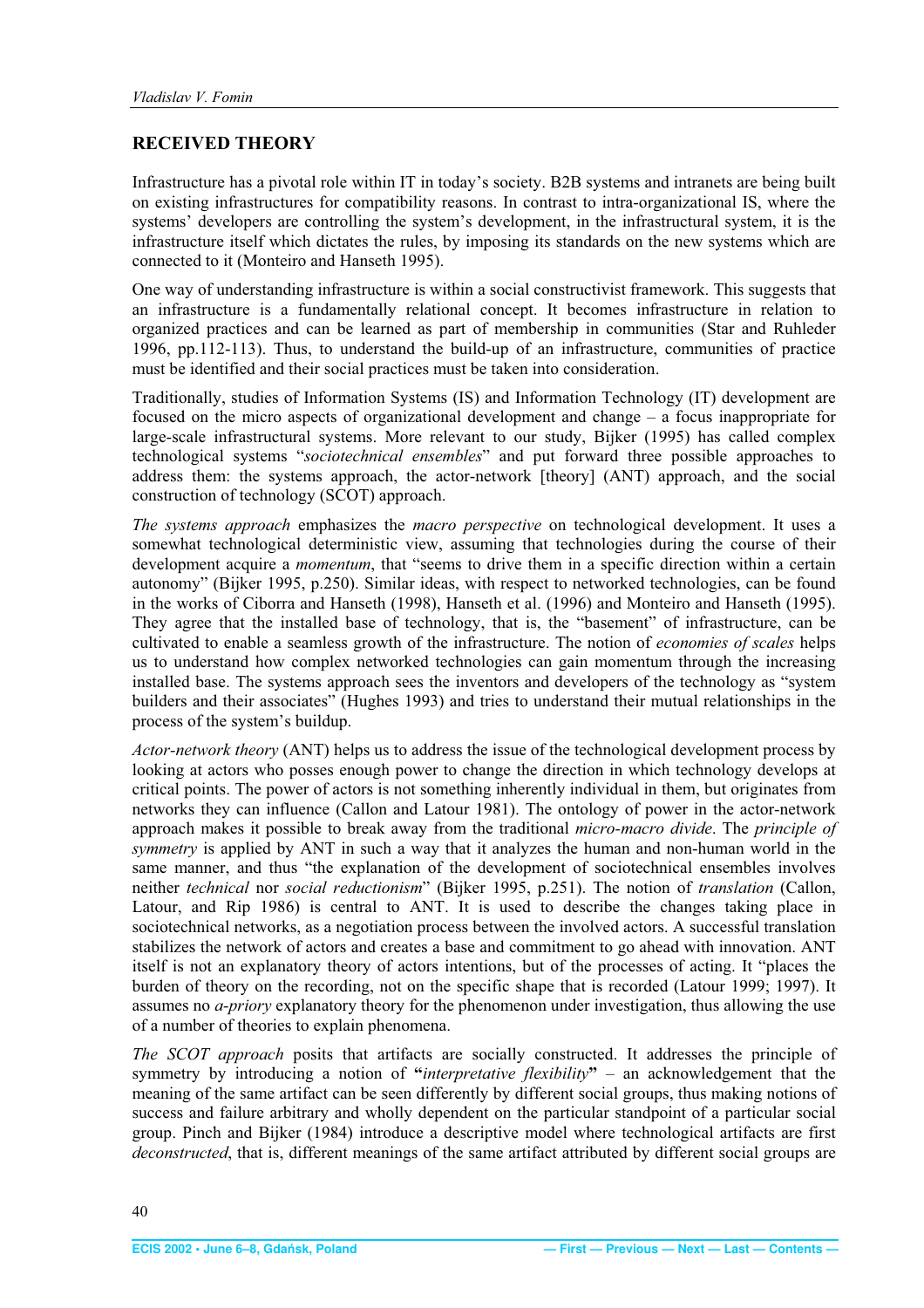## RECEIVED THEORY

Infrastructure has a pivotal role within IT in today's society. B2B systems and intranets are being built on existing infrastructures for compatibility reasons. In contrast to intra-organizational IS, where the systems' developers are controlling the system's development, in the infrastructural system, it is the infrastructure itself which dictates the rules, by imposing its standards on the new systems which are connected to it (Monteiro and Hanseth 1995).

One way of understanding infrastructure is within a social constructivist framework. This suggests that an infrastructure is a fundamentally relational concept. It becomes infrastructure in relation to organized practices and can be learned as part of membership in communities (Star and Ruhleder 1996, pp.112-113). Thus, to understand the build-up of an infrastructure, communities of practice must be identified and their social practices must be taken into consideration.

Traditionally, studies of Information Systems (IS) and Information Technology (IT) development are focused on the micro aspects of organizational development and change – a focus inappropriate for large-scale infrastructural systems. More relevant to our study, Bijker (1995) has called complex technological systems "*sociotechnical ensembles*" and put forward three possible approaches to address them: the systems approach, the actor-network [theory] (ANT) approach, and the social construction of technology (SCOT) approach.

*The systems approach* emphasizes the *macro perspective* on technological development. It uses a somewhat technological deterministic view, assuming that technologies during the course of their development acquire a *momentum*, that "seems to drive them in a specific direction within a certain autonomy" (Bijker 1995, p.250). Similar ideas, with respect to networked technologies, can be found in the works of Ciborra and Hanseth (1998), Hanseth et al. (1996) and Monteiro and Hanseth (1995). They agree that the installed base of technology, that is, the "basement" of infrastructure, can be cultivated to enable a seamless growth of the infrastructure. The notion of *economies of scales* helps us to understand how complex networked technologies can gain momentum through the increasing installed base. The systems approach sees the inventors and developers of the technology as "system builders and their associates" (Hughes 1993) and tries to understand their mutual relationships in the process of the system's buildup.

*Actor-network theory* (ANT) helps us to address the issue of the technological development process by looking at actors who posses enough power to change the direction in which technology develops at critical points. The power of actors is not something inherently individual in them, but originates from networks they can influence (Callon and Latour 1981). The ontology of power in the actor-network approach makes it possible to break away from the traditional *micro-macro divide*. The *principle of symmetry* is applied by ANT in such a way that it analyzes the human and non-human world in the same manner, and thus "the explanation of the development of sociotechnical ensembles involves neither *technical* nor *social reductionism*" (Bijker 1995, p.251). The notion of *translation* (Callon, Latour, and Rip 1986) is central to ANT. It is used to describe the changes taking place in sociotechnical networks, as a negotiation process between the involved actors. A successful translation stabilizes the network of actors and creates a base and commitment to go ahead with innovation. ANT itself is not an explanatory theory of actors intentions, but of the processes of acting. It "places the burden of theory on the recording, not on the specific shape that is recorded (Latour 1999; 1997). It assumes no *a-priory* explanatory theory for the phenomenon under investigation, thus allowing the use of a number of theories to explain phenomena.

*The SCOT approach* posits that artifacts are socially constructed. It addresses the principle of symmetry by introducing a notion of **"***interpretative flexibility***"** – an acknowledgement that the meaning of the same artifact can be seen differently by different social groups, thus making notions of success and failure arbitrary and wholly dependent on the particular standpoint of a particular social group. Pinch and Bijker (1984) introduce a descriptive model where technological artifacts are first *deconstructed*, that is, different meanings of the same artifact attributed by different social groups are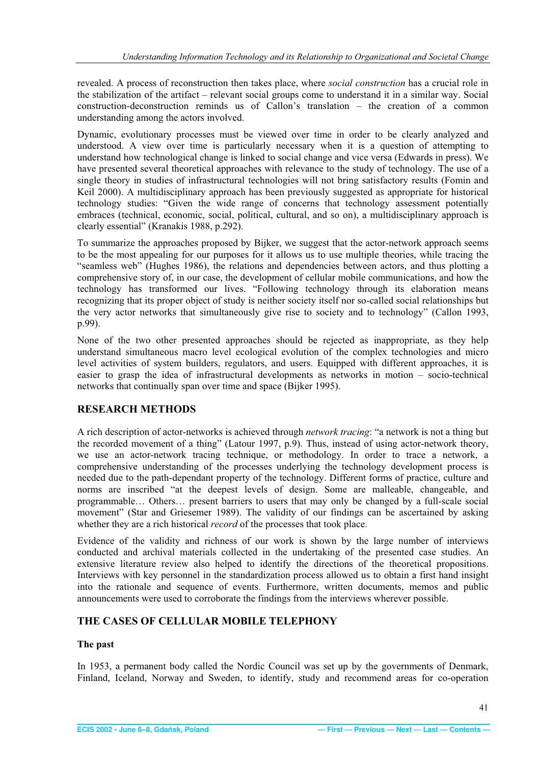revealed. A process of reconstruction then takes place, where *social construction* has a crucial role in the stabilization of the artifact – relevant social groups come to understand it in a similar way. Social construction-deconstruction reminds us of Callon's translation – the creation of a common understanding among the actors involved.

Dynamic, evolutionary processes must be viewed over time in order to be clearly analyzed and understood. A view over time is particularly necessary when it is a question of attempting to understand how technological change is linked to social change and vice versa (Edwards in press). We have presented several theoretical approaches with relevance to the study of technology. The use of a single theory in studies of infrastructural technologies will not bring satisfactory results (Fomin and Keil 2000). A multidisciplinary approach has been previously suggested as appropriate for historical technology studies: "Given the wide range of concerns that technology assessment potentially embraces (technical, economic, social, political, cultural, and so on), a multidisciplinary approach is clearly essential" (Kranakis 1988, p.292).

To summarize the approaches proposed by Bijker, we suggest that the actor-network approach seems to be the most appealing for our purposes for it allows us to use multiple theories, while tracing the "seamless web" (Hughes 1986), the relations and dependencies between actors, and thus plotting a comprehensive story of, in our case, the development of cellular mobile communications, and how the technology has transformed our lives. "Following technology through its elaboration means recognizing that its proper object of study is neither society itself nor so-called social relationships but the very actor networks that simultaneously give rise to society and to technology" (Callon 1993, p.99).

None of the two other presented approaches should be rejected as inappropriate, as they help understand simultaneous macro level ecological evolution of the complex technologies and micro level activities of system builders, regulators, and users. Equipped with different approaches, it is easier to grasp the idea of infrastructural developments as networks in motion – socio-technical networks that continually span over time and space (Bijker 1995).

## RESEARCH METHODS

A rich description of actor-networks is achieved through *network tracing*: "a network is not a thing but the recorded movement of a thing" (Latour 1997, p.9). Thus, instead of using actor-network theory, we use an actor-network tracing technique, or methodology. In order to trace a network, a comprehensive understanding of the processes underlying the technology development process is needed due to the path-dependant property of the technology. Different forms of practice, culture and norms are inscribed "at the deepest levels of design. Some are malleable, changeable, and programmable… Others… present barriers to users that may only be changed by a full-scale social movement" (Star and Griesemer 1989). The validity of our findings can be ascertained by asking whether they are a rich historical *record* of the processes that took place.

Evidence of the validity and richness of our work is shown by the large number of interviews conducted and archival materials collected in the undertaking of the presented case studies. An extensive literature review also helped to identify the directions of the theoretical propositions. Interviews with key personnel in the standardization process allowed us to obtain a first hand insight into the rationale and sequence of events. Furthermore, written documents, memos and public announcements were used to corroborate the findings from the interviews wherever possible.

## THE CASES OF CELLULAR MOBILE TELEPHONY

### The past

In 1953, a permanent body called the Nordic Council was set up by the governments of Denmark, Finland, Iceland, Norway and Sweden, to identify, study and recommend areas for co-operation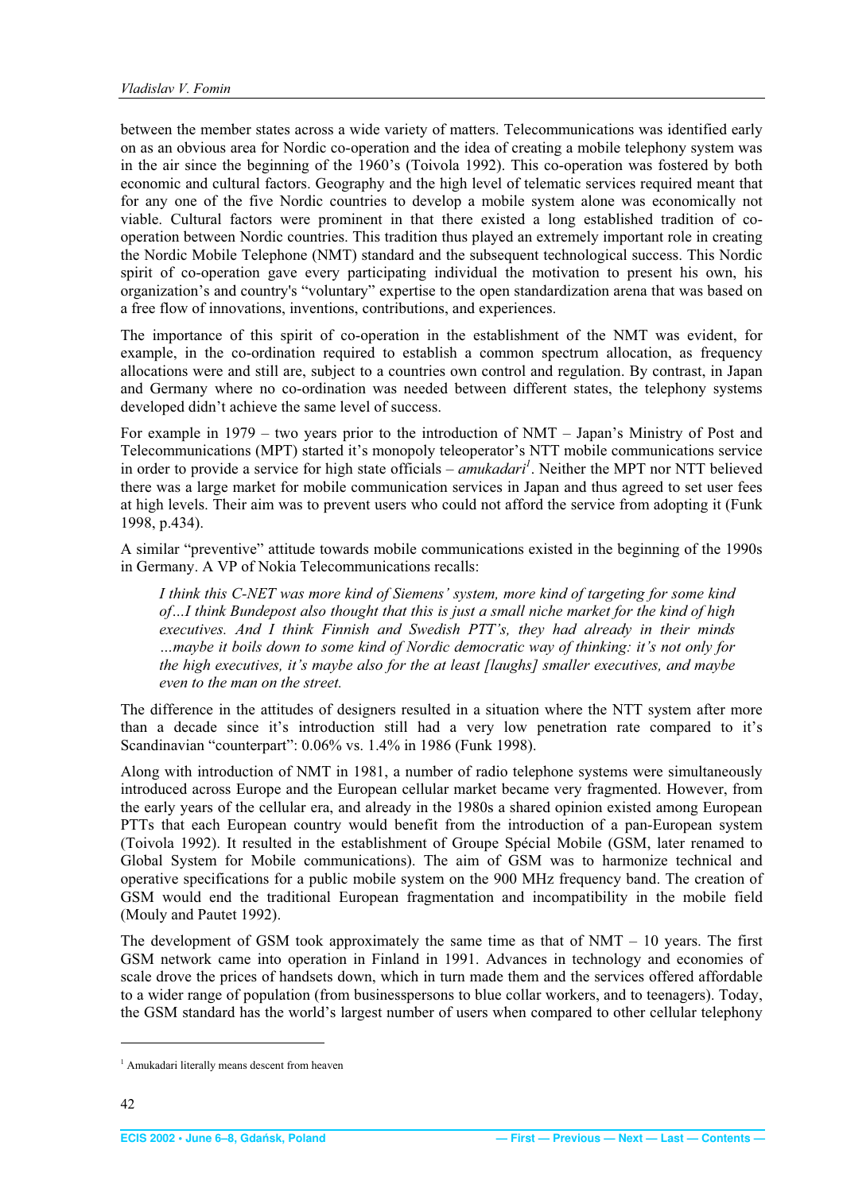between the member states across a wide variety of matters. Telecommunications was identified early on as an obvious area for Nordic co-operation and the idea of creating a mobile telephony system was in the air since the beginning of the 1960's (Toivola 1992). This co-operation was fostered by both economic and cultural factors. Geography and the high level of telematic services required meant that for any one of the five Nordic countries to develop a mobile system alone was economically not viable. Cultural factors were prominent in that there existed a long established tradition of co-operation between Nordic countries. This tradition thus played an extremely important role in creating the Nordic Mobile Telephone (NMT) standard and the subsequent technological success. This Nordic spirit of co-operation gave every participating individual the motivation to present his own, his organization's and country's "voluntary" expertise to the open standardization arena that was based on a free flow of innovations, inventions, contributions, and experiences.

The importance of this spirit of co-operation in the establishment of the NMT was evident, for example, in the co-ordination required to establish a common spectrum allocation, as frequency allocations were and still are, subject to a countries own control and regulation. By contrast, in Japan and Germany where no co-ordination was needed between different states, the telephony systems developed didn't achieve the same level of success.

For example in 1979 – two years prior to the introduction of NMT – Japan's Ministry of Post and Telecommunications (MPT) started it's monopoly teleoperator's NTT mobile communications service in order to provide a service for high state officials – *amukadari*[1]. Neither the MPT nor NTT believed there was a large market for mobile communication services in Japan and thus agreed to set user fees at high levels. Their aim was to prevent users who could not afford the service from adopting it (Funk 1998, p.434).

A similar "preventive" attitude towards mobile communications existed in the beginning of the 1990s in Germany. A VP of Nokia Telecommunications recalls:

> *I think this C-NET was more kind of Siemens' system, more kind of targeting for some kind of…I think Bundepost also thought that this is just a small niche market for the kind of high executives. And I think Finnish and Swedish PTT's, they had already in their minds …maybe it boils down to some kind of Nordic democratic way of thinking: it's not only for the high executives, it's maybe also for the at least [laughs] smaller executives, and maybe even to the man on the street.*

The difference in the attitudes of designers resulted in a situation where the NTT system after more than a decade since it's introduction still had a very low penetration rate compared to it's Scandinavian "counterpart": 0.06% vs. 1.4% in 1986 (Funk 1998).

Along with introduction of NMT in 1981, a number of radio telephone systems were simultaneously introduced across Europe and the European cellular market became very fragmented. However, from the early years of the cellular era, and already in the 1980s a shared opinion existed among European PTTs that each European country would benefit from the introduction of a pan-European system (Toivola 1992). It resulted in the establishment of Groupe Spécial Mobile (GSM, later renamed to Global System for Mobile communications). The aim of GSM was to harmonize technical and operative specifications for a public mobile system on the 900 MHz frequency band. The creation of GSM would end the traditional European fragmentation and incompatibility in the mobile field (Mouly and Pautet 1992).

The development of GSM took approximately the same time as that of NMT – 10 years. The first GSM network came into operation in Finland in 1991. Advances in technology and economies of scale drove the prices of handsets down, which in turn made them and the services offered affordable to a wider range of population (from businesspersons to blue collar workers, and to teenagers). Today, the GSM standard has the world's largest number of users when compared to other cellular telephony

---

[1] Amukadari literally means descent from heaven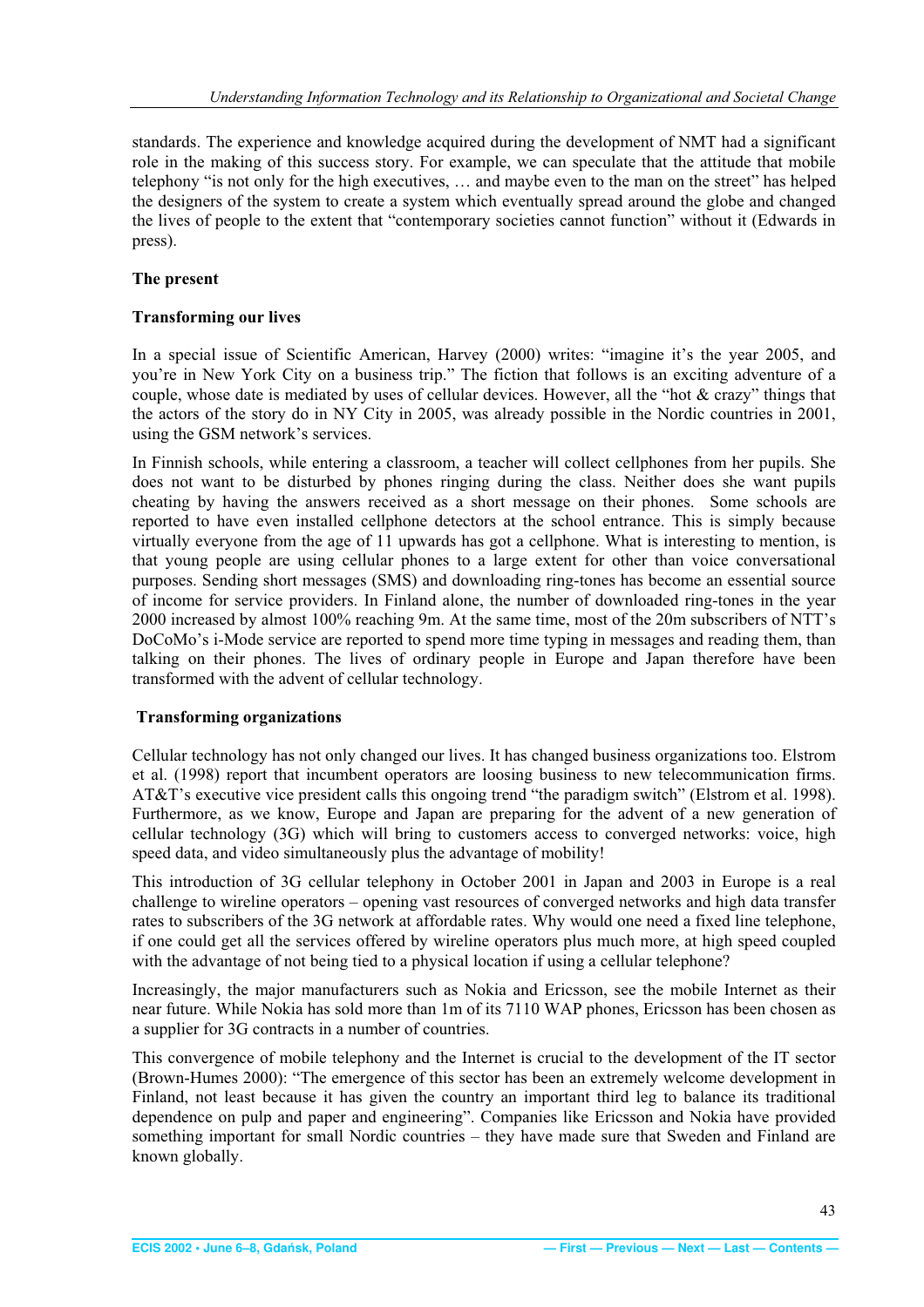standards. The experience and knowledge acquired during the development of NMT had a significant role in the making of this success story. For example, we can speculate that the attitude that mobile telephony "is not only for the high executives, … and maybe even to the man on the street" has helped the designers of the system to create a system which eventually spread around the globe and changed the lives of people to the extent that "contemporary societies cannot function" without it (Edwards in press).

## The present

### Transforming our lives

In a special issue of Scientific American, Harvey (2000) writes: "imagine it's the year 2005, and you're in New York City on a business trip." The fiction that follows is an exciting adventure of a couple, whose date is mediated by uses of cellular devices. However, all the "hot & crazy" things that the actors of the story do in NY City in 2005, was already possible in the Nordic countries in 2001, using the GSM network's services.

In Finnish schools, while entering a classroom, a teacher will collect cellphones from her pupils. She does not want to be disturbed by phones ringing during the class. Neither does she want pupils cheating by having the answers received as a short message on their phones. Some schools are reported to have even installed cellphone detectors at the school entrance. This is simply because virtually everyone from the age of 11 upwards has got a cellphone. What is interesting to mention, is that young people are using cellular phones to a large extent for other than voice conversational purposes. Sending short messages (SMS) and downloading ring-tones has become an essential source of income for service providers. In Finland alone, the number of downloaded ring-tones in the year 2000 increased by almost 100% reaching 9m. At the same time, most of the 20m subscribers of NTT's DoCoMo's i-Mode service are reported to spend more time typing in messages and reading them, than talking on their phones. The lives of ordinary people in Europe and Japan therefore have been transformed with the advent of cellular technology.

### Transforming organizations

Cellular technology has not only changed our lives. It has changed business organizations too. Elstrom et al. (1998) report that incumbent operators are loosing business to new telecommunication firms. AT&T's executive vice president calls this ongoing trend "the paradigm switch" (Elstrom et al. 1998). Furthermore, as we know, Europe and Japan are preparing for the advent of a new generation of cellular technology (3G) which will bring to customers access to converged networks: voice, high speed data, and video simultaneously plus the advantage of mobility!

This introduction of 3G cellular telephony in October 2001 in Japan and 2003 in Europe is a real challenge to wireline operators – opening vast resources of converged networks and high data transfer rates to subscribers of the 3G network at affordable rates. Why would one need a fixed line telephone, if one could get all the services offered by wireline operators plus much more, at high speed coupled with the advantage of not being tied to a physical location if using a cellular telephone?

Increasingly, the major manufacturers such as Nokia and Ericsson, see the mobile Internet as their near future. While Nokia has sold more than 1m of its 7110 WAP phones, Ericsson has been chosen as a supplier for 3G contracts in a number of countries.

This convergence of mobile telephony and the Internet is crucial to the development of the IT sector (Brown-Humes 2000): "The emergence of this sector has been an extremely welcome development in Finland, not least because it has given the country an important third leg to balance its traditional dependence on pulp and paper and engineering". Companies like Ericsson and Nokia have provided something important for small Nordic countries – they have made sure that Sweden and Finland are known globally.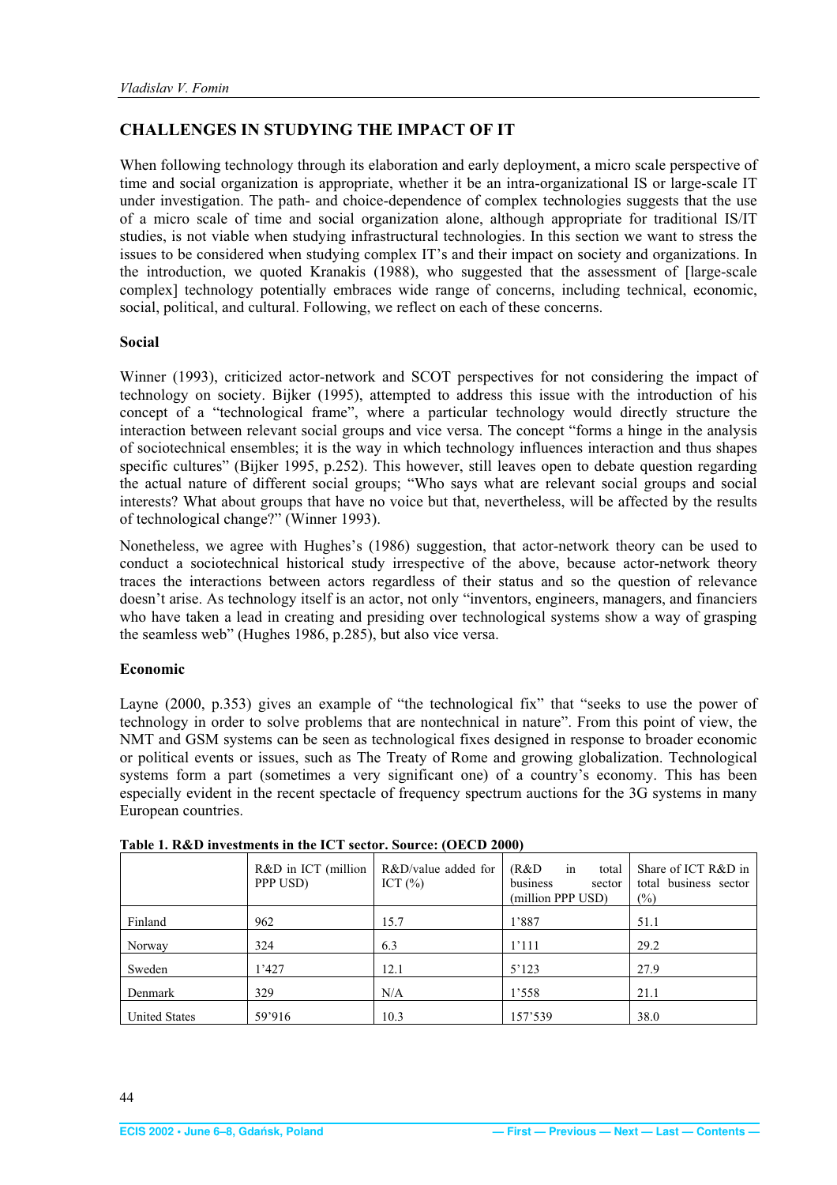## CHALLENGES IN STUDYING THE IMPACT OF IT

When following technology through its elaboration and early deployment, a micro scale perspective of time and social organization is appropriate, whether it be an intra-organizational IS or large-scale IT under investigation. The path- and choice-dependence of complex technologies suggests that the use of a micro scale of time and social organization alone, although appropriate for traditional IS/IT studies, is not viable when studying infrastructural technologies. In this section we want to stress the issues to be considered when studying complex IT's and their impact on society and organizations. In the introduction, we quoted Kranakis (1988), who suggested that the assessment of [large-scale complex] technology potentially embraces wide range of concerns, including technical, economic, social, political, and cultural. Following, we reflect on each of these concerns.

### Social

Winner (1993), criticized actor-network and SCOT perspectives for not considering the impact of technology on society. Bijker (1995), attempted to address this issue with the introduction of his concept of a "technological frame", where a particular technology would directly structure the interaction between relevant social groups and vice versa. The concept "forms a hinge in the analysis of sociotechnical ensembles; it is the way in which technology influences interaction and thus shapes specific cultures" (Bijker 1995, p.252). This however, still leaves open to debate question regarding the actual nature of different social groups; "Who says what are relevant social groups and social interests? What about groups that have no voice but that, nevertheless, will be affected by the results of technological change?" (Winner 1993).

Nonetheless, we agree with Hughes's (1986) suggestion, that actor-network theory can be used to conduct a sociotechnical historical study irrespective of the above, because actor-network theory traces the interactions between actors regardless of their status and so the question of relevance doesn't arise. As technology itself is an actor, not only "inventors, engineers, managers, and financiers who have taken a lead in creating and presiding over technological systems show a way of grasping the seamless web" (Hughes 1986, p.285), but also vice versa.

### Economic

Layne (2000, p.353) gives an example of "the technological fix" that "seeks to use the power of technology in order to solve problems that are nontechnical in nature". From this point of view, the NMT and GSM systems can be seen as technological fixes designed in response to broader economic or political events or issues, such as The Treaty of Rome and growing globalization. Technological systems form a part (sometimes a very significant one) of a country's economy. This has been especially evident in the recent spectacle of frequency spectrum auctions for the 3G systems in many European countries.

**Table 1. R&D investments in the ICT sector. Source: (OECD 2000)**

| | R&D in ICT (million PPP USD) | R&D/value added for ICT (%) | (R&D in total business sector (million PPP USD) | Share of ICT R&D in total business sector (%) |
|---|---|---|---|---|
| Finland | 962 | 15.7 | 1'887 | 51.1 |
| Norway | 324 | 6.3 | 1'111 | 29.2 |
| Sweden | 1'427 | 12.1 | 5'123 | 27.9 |
| Denmark | 329 | N/A | 1'558 | 21.1 |
| United States | 59'916 | 10.3 | 157'539 | 38.0 |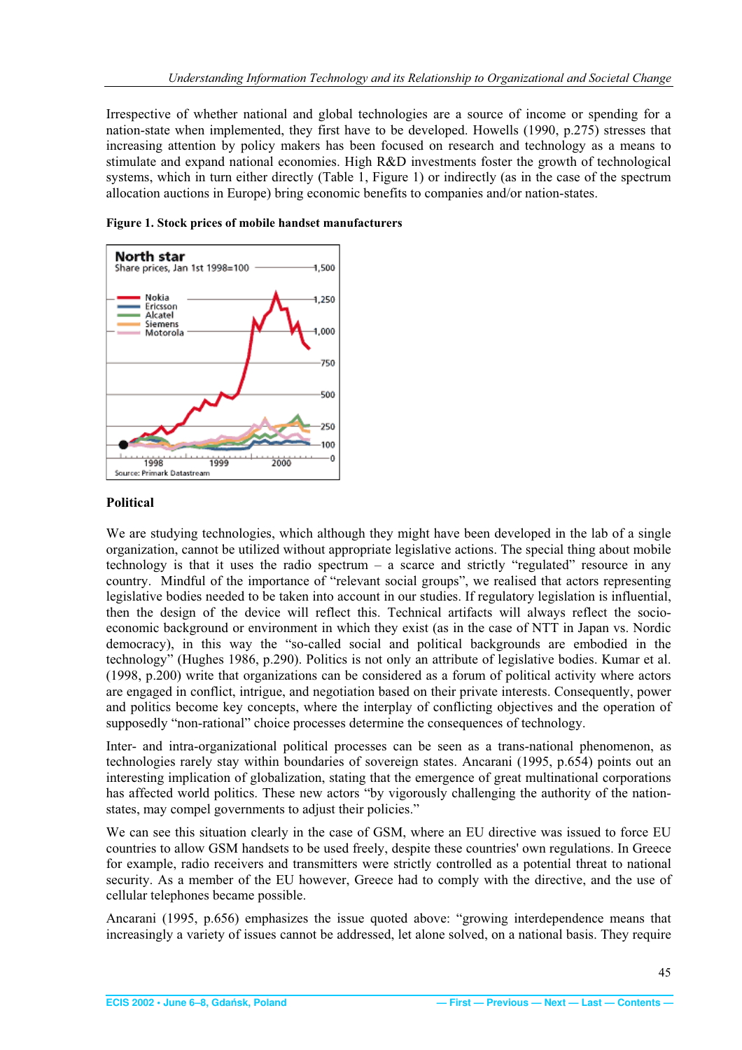Irrespective of whether national and global technologies are a source of income or spending for a nation-state when implemented, they first have to be developed. Howells (1990, p.275) stresses that increasing attention by policy makers has been focused on research and technology as a means to stimulate and expand national economies. High R&D investments foster the growth of technological systems, which in turn either directly (Table 1, Figure 1) or indirectly (as in the case of the spectrum allocation auctions in Europe) bring economic benefits to companies and/or nation-states.

**Figure 1. Stock prices of mobile handset manufacturers**

## Political

We are studying technologies, which although they might have been developed in the lab of a single organization, cannot be utilized without appropriate legislative actions. The special thing about mobile technology is that it uses the radio spectrum – a scarce and strictly "regulated" resource in any country. Mindful of the importance of "relevant social groups", we realised that actors representing legislative bodies needed to be taken into account in our studies. If regulatory legislation is influential, then the design of the device will reflect this. Technical artifacts will always reflect the socio-economic background or environment in which they exist (as in the case of NTT in Japan vs. Nordic democracy), in this way the "so-called social and political backgrounds are embodied in the technology" (Hughes 1986, p.290). Politics is not only an attribute of legislative bodies. Kumar et al. (1998, p.200) write that organizations can be considered as a forum of political activity where actors are engaged in conflict, intrigue, and negotiation based on their private interests. Consequently, power and politics become key concepts, where the interplay of conflicting objectives and the operation of supposedly "non-rational" choice processes determine the consequences of technology.

Inter- and intra-organizational political processes can be seen as a trans-national phenomenon, as technologies rarely stay within boundaries of sovereign states. Ancarani (1995, p.654) points out an interesting implication of globalization, stating that the emergence of great multinational corporations has affected world politics. These new actors "by vigorously challenging the authority of the nation-states, may compel governments to adjust their policies."

We can see this situation clearly in the case of GSM, where an EU directive was issued to force EU countries to allow GSM handsets to be used freely, despite these countries' own regulations. In Greece for example, radio receivers and transmitters were strictly controlled as a potential threat to national security. As a member of the EU however, Greece had to comply with the directive, and the use of cellular telephones became possible.

Ancarani (1995, p.656) emphasizes the issue quoted above: "growing interdependence means that increasingly a variety of issues cannot be addressed, let alone solved, on a national basis. They require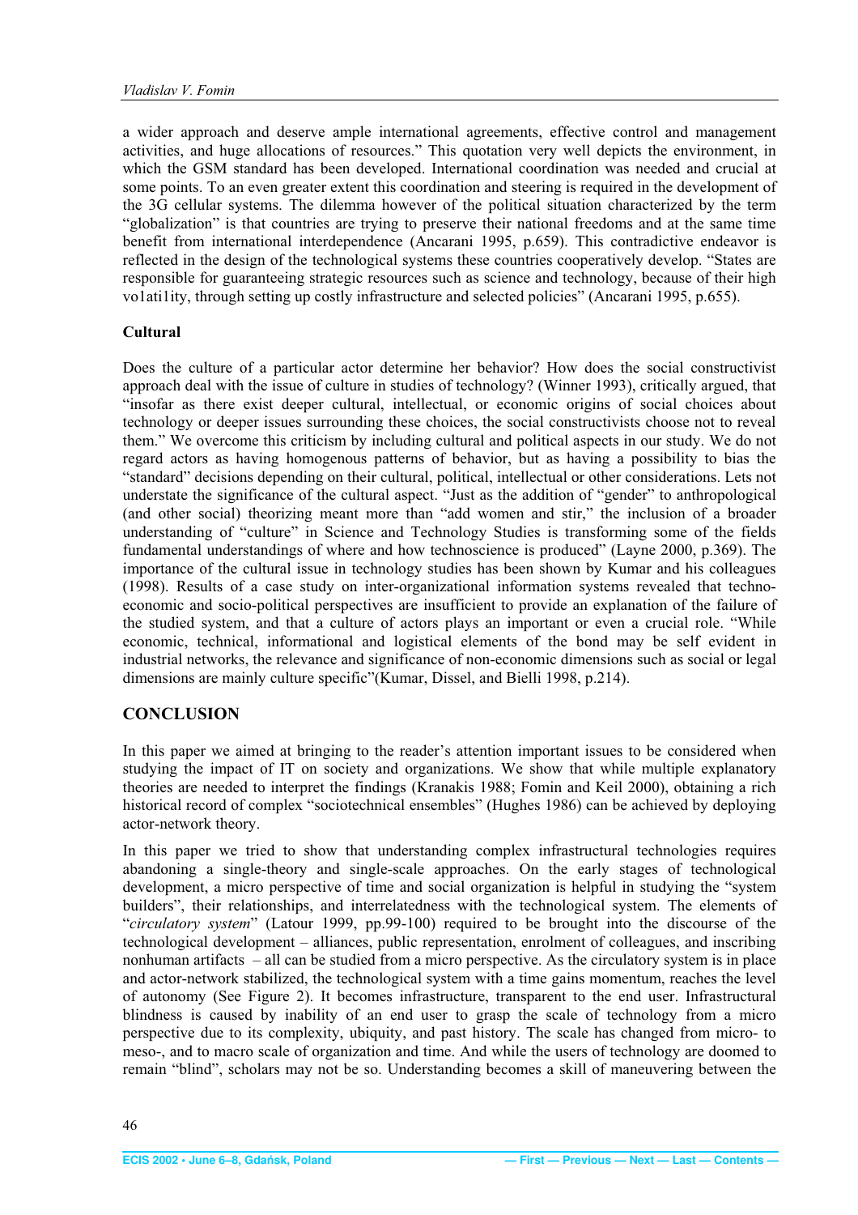a wider approach and deserve ample international agreements, effective control and management activities, and huge allocations of resources." This quotation very well depicts the environment, in which the GSM standard has been developed. International coordination was needed and crucial at some points. To an even greater extent this coordination and steering is required in the development of the 3G cellular systems. The dilemma however of the political situation characterized by the term "globalization" is that countries are trying to preserve their national freedoms and at the same time benefit from international interdependence (Ancarani 1995, p.659). This contradictive endeavor is reflected in the design of the technological systems these countries cooperatively develop. "States are responsible for guaranteeing strategic resources such as science and technology, because of their high vo1ati1ity, through setting up costly infrastructure and selected policies" (Ancarani 1995, p.655).

### Cultural

Does the culture of a particular actor determine her behavior? How does the social constructivist approach deal with the issue of culture in studies of technology? (Winner 1993), critically argued, that "insofar as there exist deeper cultural, intellectual, or economic origins of social choices about technology or deeper issues surrounding these choices, the social constructivists choose not to reveal them." We overcome this criticism by including cultural and political aspects in our study. We do not regard actors as having homogenous patterns of behavior, but as having a possibility to bias the "standard" decisions depending on their cultural, political, intellectual or other considerations. Lets not understate the significance of the cultural aspect. "Just as the addition of "gender" to anthropological (and other social) theorizing meant more than "add women and stir," the inclusion of a broader understanding of "culture" in Science and Technology Studies is transforming some of the fields fundamental understandings of where and how technoscience is produced" (Layne 2000, p.369). The importance of the cultural issue in technology studies has been shown by Kumar and his colleagues (1998). Results of a case study on inter-organizational information systems revealed that techno-economic and socio-political perspectives are insufficient to provide an explanation of the failure of the studied system, and that a culture of actors plays an important or even a crucial role. "While economic, technical, informational and logistical elements of the bond may be self evident in industrial networks, the relevance and significance of non-economic dimensions such as social or legal dimensions are mainly culture specific"(Kumar, Dissel, and Bielli 1998, p.214).

## CONCLUSION

In this paper we aimed at bringing to the reader's attention important issues to be considered when studying the impact of IT on society and organizations. We show that while multiple explanatory theories are needed to interpret the findings (Kranakis 1988; Fomin and Keil 2000), obtaining a rich historical record of complex "sociotechnical ensembles" (Hughes 1986) can be achieved by deploying actor-network theory.

In this paper we tried to show that understanding complex infrastructural technologies requires abandoning a single-theory and single-scale approaches. On the early stages of technological development, a micro perspective of time and social organization is helpful in studying the "system builders", their relationships, and interrelatedness with the technological system. The elements of "*circulatory system*" (Latour 1999, pp.99-100) required to be brought into the discourse of the technological development – alliances, public representation, enrolment of colleagues, and inscribing nonhuman artifacts – all can be studied from a micro perspective. As the circulatory system is in place and actor-network stabilized, the technological system with a time gains momentum, reaches the level of autonomy (See Figure 2). It becomes infrastructure, transparent to the end user. Infrastructural blindness is caused by inability of an end user to grasp the scale of technology from a micro perspective due to its complexity, ubiquity, and past history. The scale has changed from micro- to meso-, and to macro scale of organization and time. And while the users of technology are doomed to remain "blind", scholars may not be so. Understanding becomes a skill of maneuvering between the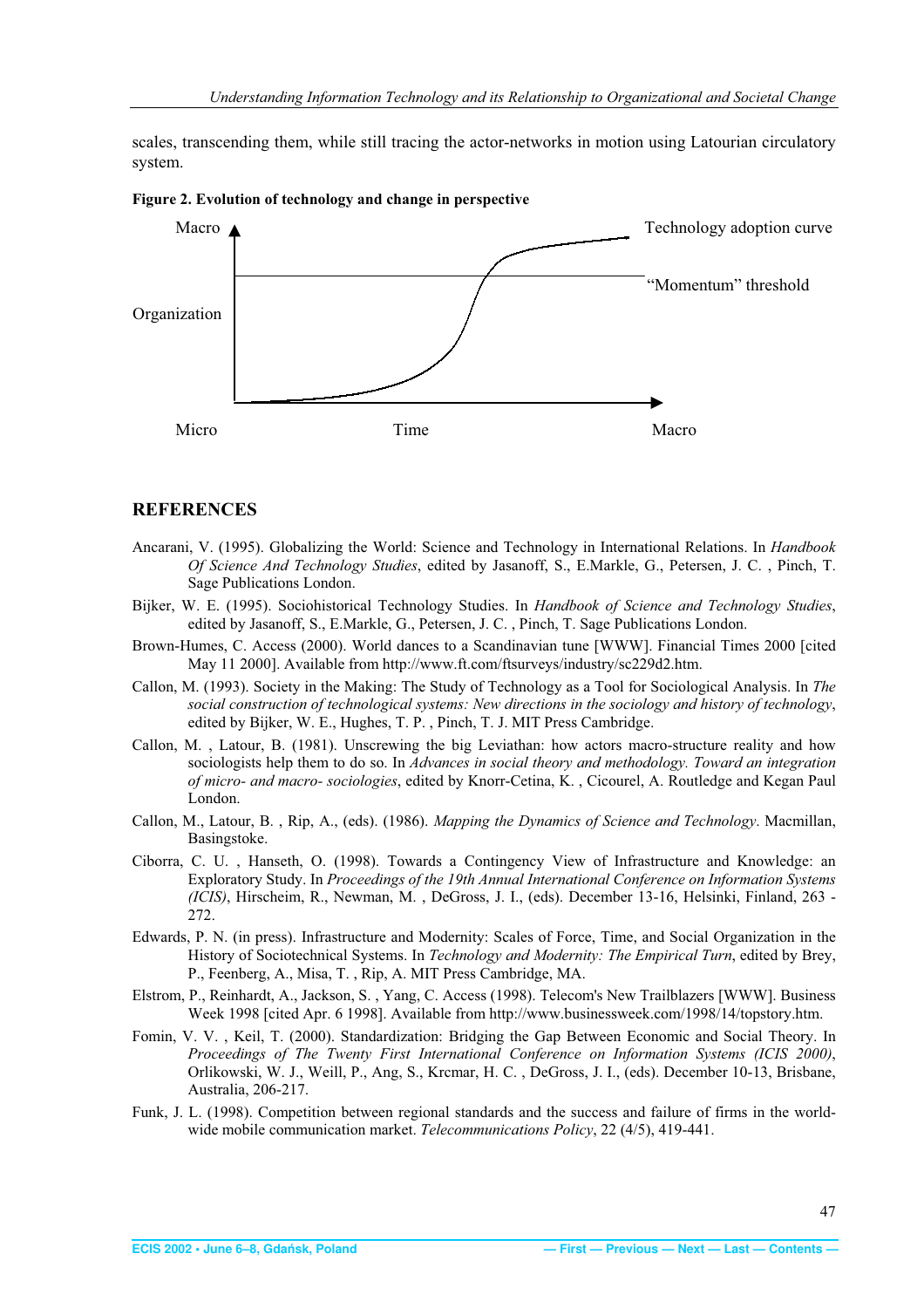scales, transcending them, while still tracing the actor-networks in motion using Latourian circulatory system.

**Figure 2. Evolution of technology and change in perspective**

Macro

Technology adoption curve

"Momentum" threshold

Organization

Micro Time Macro

## REFERENCES

Ancarani, V. (1995). Globalizing the World: Science and Technology in International Relations. In *Handbook Of Science And Technology Studies*, edited by Jasanoff, S., E.Markle, G., Petersen, J. C. , Pinch, T. Sage Publications London.

Bijker, W. E. (1995). Sociohistorical Technology Studies. In *Handbook of Science and Technology Studies*, edited by Jasanoff, S., E.Markle, G., Petersen, J. C. , Pinch, T. Sage Publications London.

Brown-Humes, C. Access (2000). World dances to a Scandinavian tune [WWW]. Financial Times 2000 [cited May 11 2000]. Available from http://www.ft.com/ftsurveys/industry/sc229d2.htm.

Callon, M. (1993). Society in the Making: The Study of Technology as a Tool for Sociological Analysis. In *The social construction of technological systems: New directions in the sociology and history of technology*, edited by Bijker, W. E., Hughes, T. P. , Pinch, T. J. MIT Press Cambridge.

Callon, M. , Latour, B. (1981). Unscrewing the big Leviathan: how actors macro-structure reality and how sociologists help them to do so. In *Advances in social theory and methodology. Toward an integration of micro- and macro- sociologies*, edited by Knorr-Cetina, K. , Cicourel, A. Routledge and Kegan Paul London.

Callon, M., Latour, B. , Rip, A., (eds). (1986). *Mapping the Dynamics of Science and Technology*. Macmillan, Basingstoke.

Ciborra, C. U. , Hanseth, O. (1998). Towards a Contingency View of Infrastructure and Knowledge: an Exploratory Study. In *Proceedings of the 19th Annual International Conference on Information Systems (ICIS)*, Hirscheim, R., Newman, M. , DeGross, J. I., (eds). December 13-16, Helsinki, Finland, 263 - 272.

Edwards, P. N. (in press). Infrastructure and Modernity: Scales of Force, Time, and Social Organization in the History of Sociotechnical Systems. In *Technology and Modernity: The Empirical Turn*, edited by Brey, P., Feenberg, A., Misa, T. , Rip, A. MIT Press Cambridge, MA.

Elstrom, P., Reinhardt, A., Jackson, S. , Yang, C. Access (1998). Telecom's New Trailblazers [WWW]. Business Week 1998 [cited Apr. 6 1998]. Available from http://www.businessweek.com/1998/14/topstory.htm.

Fomin, V. V. , Keil, T. (2000). Standardization: Bridging the Gap Between Economic and Social Theory. In *Proceedings of The Twenty First International Conference on Information Systems (ICIS 2000)*, Orlikowski, W. J., Weill, P., Ang, S., Krcmar, H. C. , DeGross, J. I., (eds). December 10-13, Brisbane, Australia, 206-217.

Funk, J. L. (1998). Competition between regional standards and the success and failure of firms in the world-wide mobile communication market. *Telecommunications Policy*, 22 (4/5), 419-441.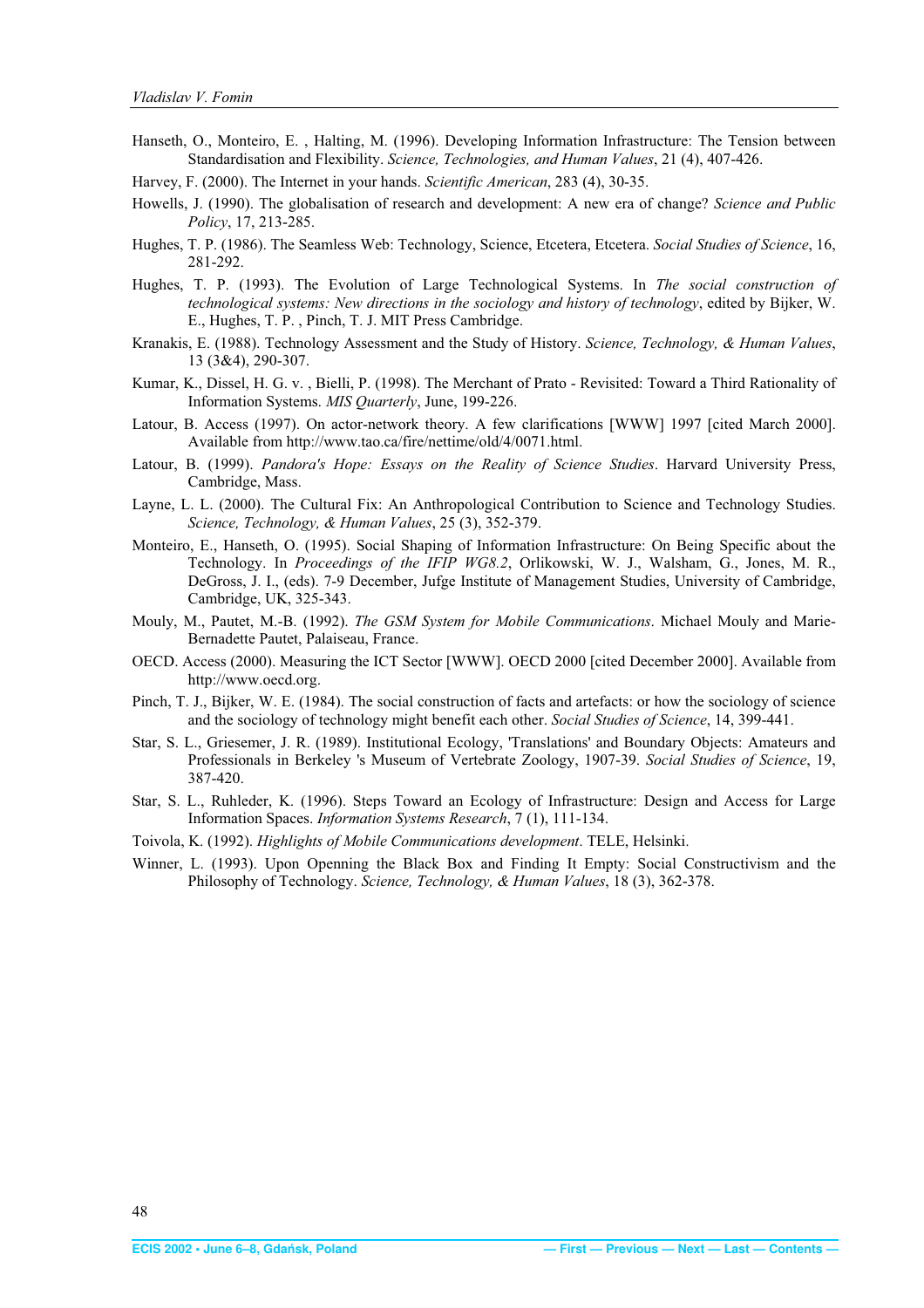Hanseth, O., Monteiro, E. , Halting, M. (1996). Developing Information Infrastructure: The Tension between Standardisation and Flexibility. *Science, Technologies, and Human Values*, 21 (4), 407-426.

Harvey, F. (2000). The Internet in your hands. *Scientific American*, 283 (4), 30-35.

Howells, J. (1990). The globalisation of research and development: A new era of change? *Science and Public Policy*, 17, 213-285.

Hughes, T. P. (1986). The Seamless Web: Technology, Science, Etcetera, Etcetera. *Social Studies of Science*, 16, 281-292.

Hughes, T. P. (1993). The Evolution of Large Technological Systems. In *The social construction of technological systems: New directions in the sociology and history of technology*, edited by Bijker, W. E., Hughes, T. P. , Pinch, T. J. MIT Press Cambridge.

Kranakis, E. (1988). Technology Assessment and the Study of History. *Science, Technology, & Human Values*, 13 (3&4), 290-307.

Kumar, K., Dissel, H. G. v. , Bielli, P. (1998). The Merchant of Prato - Revisited: Toward a Third Rationality of Information Systems. *MIS Quarterly*, June, 199-226.

Latour, B. Access (1997). On actor-network theory. A few clarifications [WWW] 1997 [cited March 2000]. Available from http://www.tao.ca/fire/nettime/old/4/0071.html.

Latour, B. (1999). *Pandora's Hope: Essays on the Reality of Science Studies*. Harvard University Press, Cambridge, Mass.

Layne, L. L. (2000). The Cultural Fix: An Anthropological Contribution to Science and Technology Studies. *Science, Technology, & Human Values*, 25 (3), 352-379.

Monteiro, E., Hanseth, O. (1995). Social Shaping of Information Infrastructure: On Being Specific about the Technology. In *Proceedings of the IFIP WG8.2*, Orlikowski, W. J., Walsham, G., Jones, M. R., DeGross, J. I., (eds). 7-9 December, Jufge Institute of Management Studies, University of Cambridge, Cambridge, UK, 325-343.

Mouly, M., Pautet, M.-B. (1992). *The GSM System for Mobile Communications*. Michael Mouly and Marie-Bernadette Pautet, Palaiseau, France.

OECD. Access (2000). Measuring the ICT Sector [WWW]. OECD 2000 [cited December 2000]. Available from http://www.oecd.org.

Pinch, T. J., Bijker, W. E. (1984). The social construction of facts and artefacts: or how the sociology of science and the sociology of technology might benefit each other. *Social Studies of Science*, 14, 399-441.

Star, S. L., Griesemer, J. R. (1989). Institutional Ecology, 'Translations' and Boundary Objects: Amateurs and Professionals in Berkeley 's Museum of Vertebrate Zoology, 1907-39. *Social Studies of Science*, 19, 387-420.

Star, S. L., Ruhleder, K. (1996). Steps Toward an Ecology of Infrastructure: Design and Access for Large Information Spaces. *Information Systems Research*, 7 (1), 111-134.

Toivola, K. (1992). *Highlights of Mobile Communications development*. TELE, Helsinki.

Winner, L. (1993). Upon Openning the Black Box and Finding It Empty: Social Constructivism and the Philosophy of Technology. *Science, Technology, & Human Values*, 18 (3), 362-378.